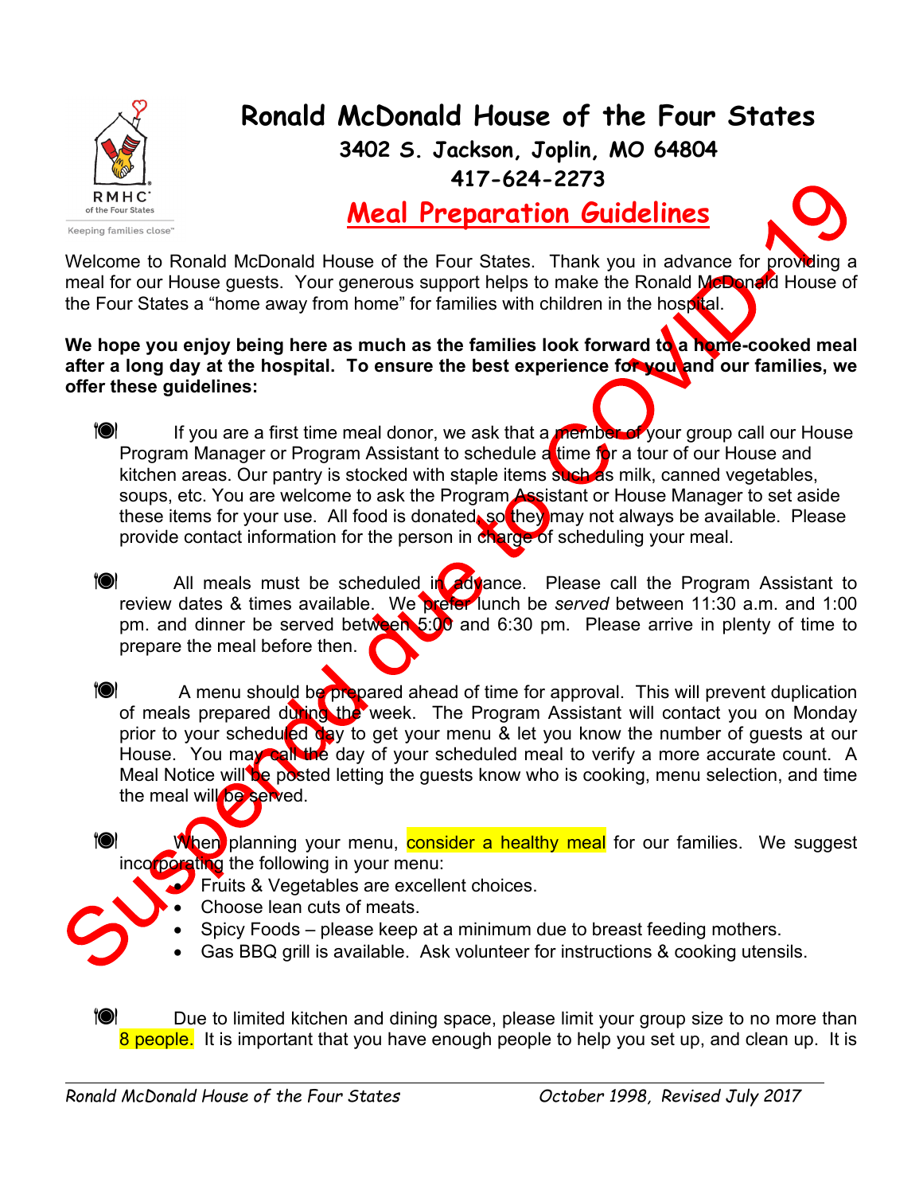# Ronald McDonald House of the Four States

**3402 S. Jackson, Joplin, MO 64804**
**417-624-2273**

## Meal Preparation Guidelines

Suspend due to COVID-19

Welcome to Ronald McDonald House of the Four States. Thank you in advance for providing a meal for our House guests. Your generous support helps to make the Ronald McDonald House of the Four States a "home away from home" for families with children in the hospital.

**We hope you enjoy being here as much as the families look forward to a home-cooked meal after a long day at the hospital. To ensure the best experience for you and our families, we offer these guidelines:**

- If you are a first time meal donor, we ask that a member of your group call our House Program Manager or Program Assistant to schedule a time for a tour of our House and kitchen areas. Our pantry is stocked with staple items such as milk, canned vegetables, soups, etc. You are welcome to ask the Program Assistant or House Manager to set aside these items for your use. All food is donated, so they may not always be available. Please provide contact information for the person in charge of scheduling your meal.

- All meals must be scheduled in advance. Please call the Program Assistant to review dates & times available. We prefer lunch be *served* between 11:30 a.m. and 1:00 pm. and dinner be served between 5:00 and 6:30 pm. Please arrive in plenty of time to prepare the meal before then.

- A menu should be prepared ahead of time for approval. This will prevent duplication of meals prepared during the week. The Program Assistant will contact you on Monday prior to your scheduled day to get your menu & let you know the number of guests at our House. You may call the day of your scheduled meal to verify a more accurate count. A Meal Notice will be posted letting the guests know who is cooking, menu selection, and time the meal will be served.

- When planning your menu, consider a healthy meal for our families. We suggest incorporating the following in your menu:
  - Fruits & Vegetables are excellent choices.
  - Choose lean cuts of meats.
  - Spicy Foods – please keep at a minimum due to breast feeding mothers.
  - Gas BBQ grill is available. Ask volunteer for instructions & cooking utensils.

- Due to limited kitchen and dining space, please limit your group size to no more than 8 people. It is important that you have enough people to help you set up, and clean up. It is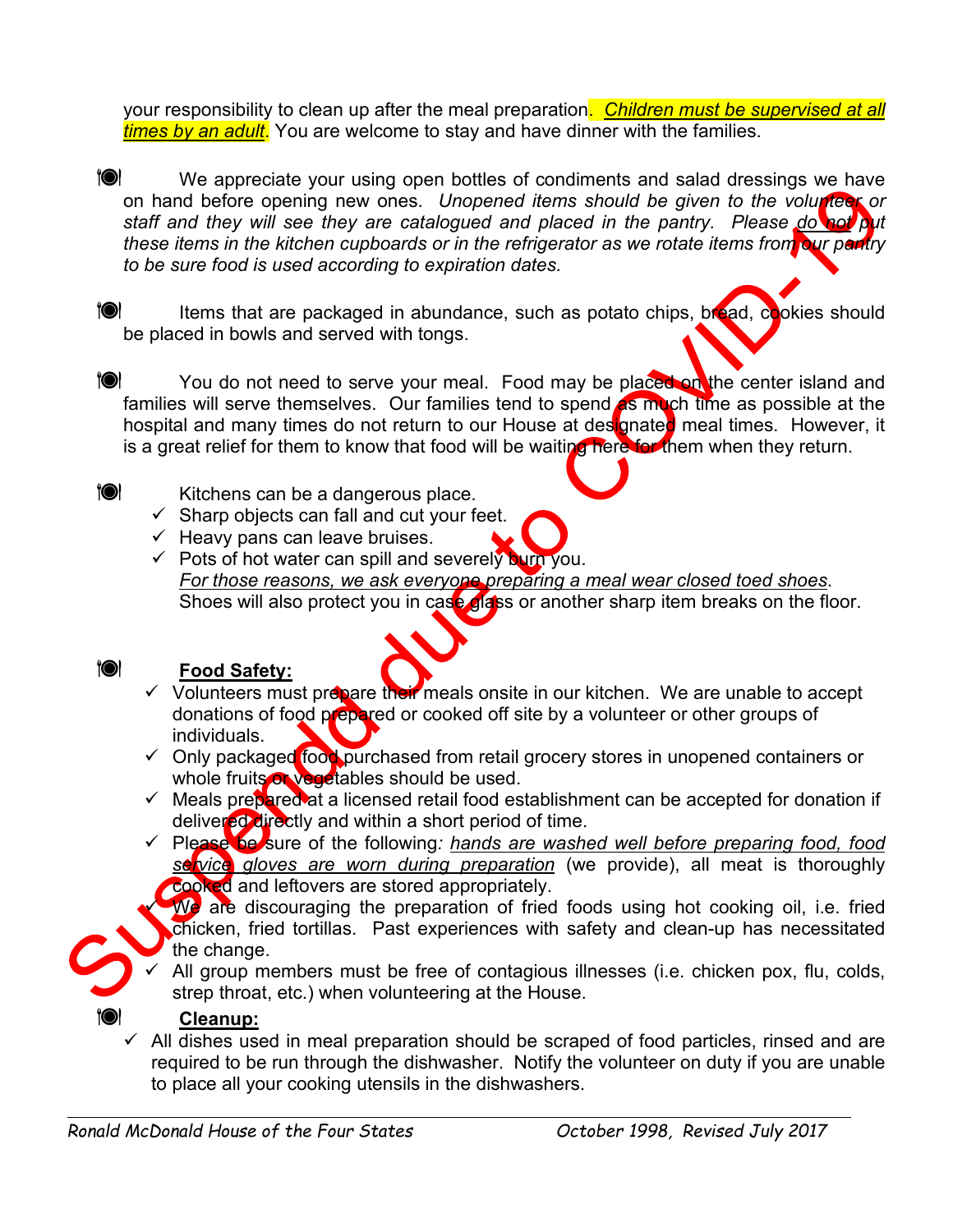your responsibility to clean up after the meal preparation. ***<u>Children must be supervised at all times by an adult</u>***. You are welcome to stay and have dinner with the families.

Suspended due to COVID-19

- We appreciate your using open bottles of condiments and salad dressings we have on hand before opening new ones. *Unopened items should be given to the volunteer or staff and they will see they are catalogued and placed in the pantry. Please <u>do not</u> put these items in the kitchen cupboards or in the refrigerator as we rotate items from our pantry to be sure food is used according to expiration dates.*

- Items that are packaged in abundance, such as potato chips, bread, cookies should be placed in bowls and served with tongs.

- You do not need to serve your meal. Food may be placed on the center island and families will serve themselves. Our families tend to spend as much time as possible at the hospital and many times do not return to our House at designated meal times. However, it is a great relief for them to know that food will be waiting here for them when they return.

- Kitchens can be a dangerous place.
  - ✓ Sharp objects can fall and cut your feet.
  - ✓ Heavy pans can leave bruises.
  - ✓ Pots of hot water can spill and severely burn you.

  *<u>For those reasons, we ask everyone preparing a meal wear closed toed shoes</u>*. Shoes will also protect you in case glass or another sharp item breaks on the floor.

- **<u>Food Safety:</u>**
  - ✓ Volunteers must prepare their meals onsite in our kitchen. We are unable to accept donations of food prepared or cooked off site by a volunteer or other groups of individuals.
  - ✓ Only packaged food purchased from retail grocery stores in unopened containers or whole fruits or vegetables should be used.
  - ✓ Meals prepared at a licensed retail food establishment can be accepted for donation if delivered directly and within a short period of time.
  - ✓ Please be sure of the following*: <u>hands are washed well before preparing food, food service gloves are worn during preparation</u>* (we provide), all meat is thoroughly cooked and leftovers are stored appropriately.
  - ✓ We are discouraging the preparation of fried foods using hot cooking oil, i.e. fried chicken, fried tortillas. Past experiences with safety and clean-up has necessitated the change.
  - ✓ All group members must be free of contagious illnesses (i.e. chicken pox, flu, colds, strep throat, etc.) when volunteering at the House.

- **<u>Cleanup:</u>**
  - ✓ All dishes used in meal preparation should be scraped of food particles, rinsed and are required to be run through the dishwasher. Notify the volunteer on duty if you are unable to place all your cooking utensils in the dishwashers.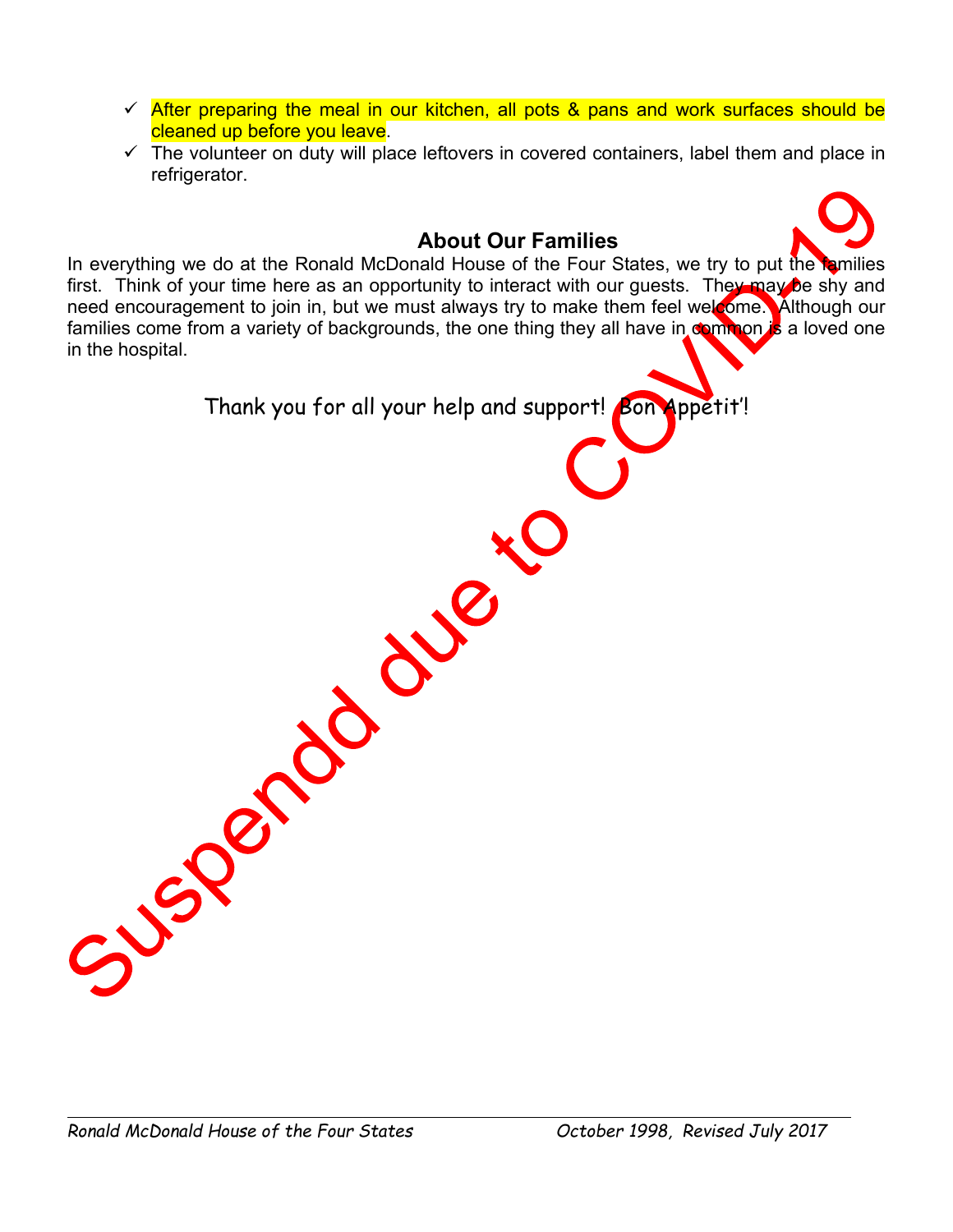- ✓ After preparing the meal in our kitchen, all pots & pans and work surfaces should be cleaned up before you leave.
- ✓ The volunteer on duty will place leftovers in covered containers, label them and place in refrigerator.

## About Our Families

In everything we do at the Ronald McDonald House of the Four States, we try to put the families first. Think of your time here as an opportunity to interact with our guests. They may be shy and need encouragement to join in, but we must always try to make them feel welcome. Although our families come from a variety of backgrounds, the one thing they all have in common is a loved one in the hospital.

Thank you for all your help and support! Bon Appetit'!

Suspendd due to COVID-19